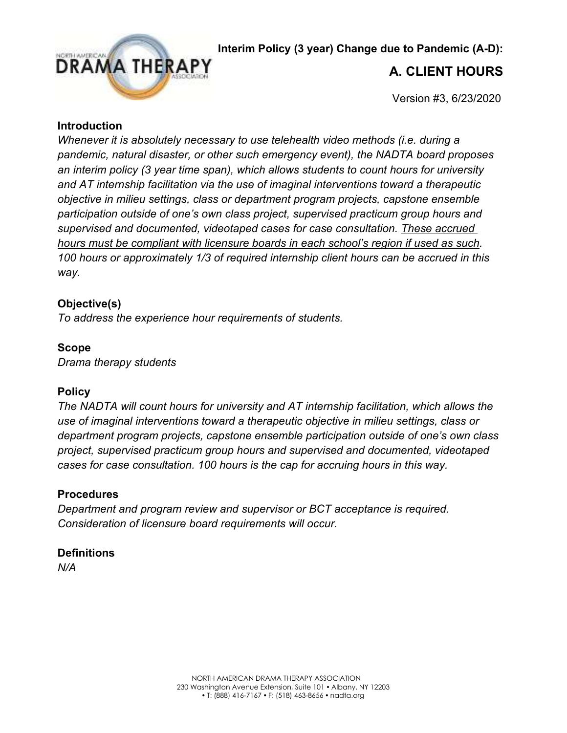**Interim Policy (3 year) Change due to Pandemic (A-D):**

# A. CLIENT HOURS

Version #3, 6/23/2020

## Introduction

*Whenever it is absolutely necessary to use telehealth video methods (i.e. during a pandemic, natural disaster, or other such emergency event), the NADTA board proposes an interim policy (3 year time span), which allows students to count hours for university and AT internship facilitation via the use of imaginal interventions toward a therapeutic objective in milieu settings, class or department program projects, capstone ensemble participation outside of one's own class project, supervised practicum group hours and supervised and documented, videotaped cases for case consultation. <u>These accrued hours must be compliant with licensure boards in each school's region if used as such</u>. 100 hours or approximately 1/3 of required internship client hours can be accrued in this way.*

## Objective(s)

*To address the experience hour requirements of students.*

## Scope

*Drama therapy students*

## Policy

*The NADTA will count hours for university and AT internship facilitation, which allows the use of imaginal interventions toward a therapeutic objective in milieu settings, class or department program projects, capstone ensemble participation outside of one's own class project, supervised practicum group hours and supervised and documented, videotaped cases for case consultation. 100 hours is the cap for accruing hours in this way.*

## Procedures

*Department and program review and supervisor or BCT acceptance is required. Consideration of licensure board requirements will occur.*

## Definitions

*N/A*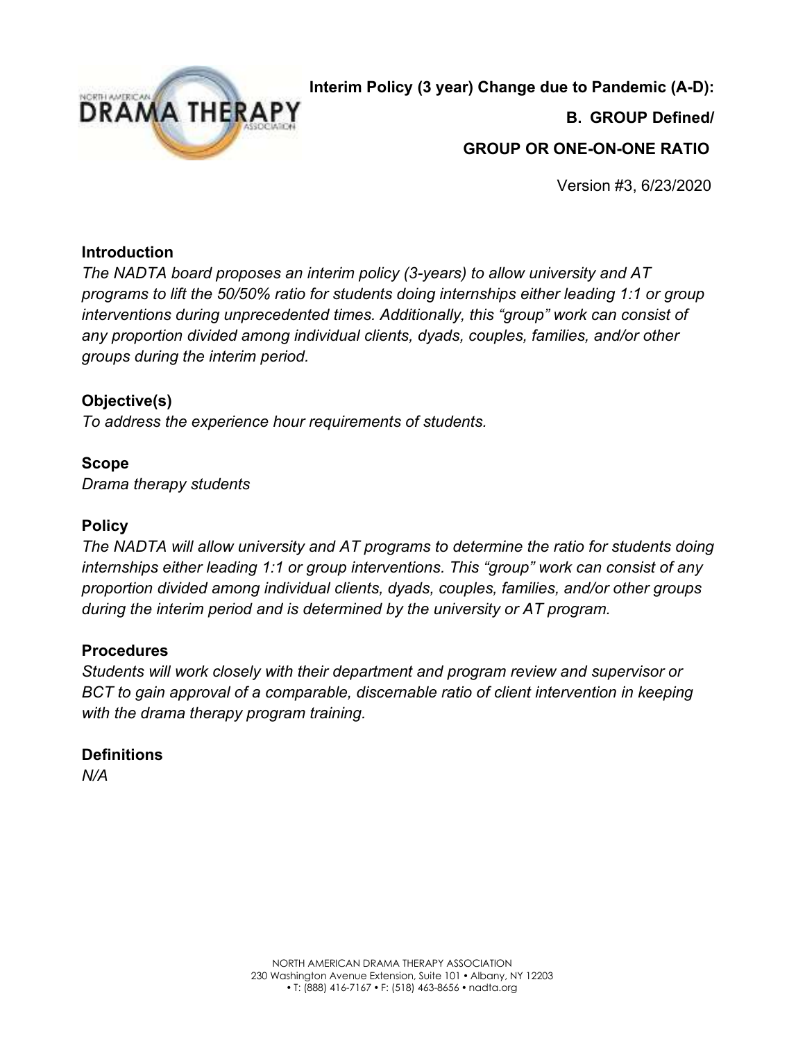**Interim Policy (3 year) Change due to Pandemic (A-D):**

**B. GROUP Defined/**

**GROUP OR ONE-ON-ONE RATIO**

Version #3, 6/23/2020

## Introduction

*The NADTA board proposes an interim policy (3-years) to allow university and AT programs to lift the 50/50% ratio for students doing internships either leading 1:1 or group interventions during unprecedented times. Additionally, this "group" work can consist of any proportion divided among individual clients, dyads, couples, families, and/or other groups during the interim period.*

## Objective(s)

*To address the experience hour requirements of students.*

## Scope

*Drama therapy students*

## Policy

*The NADTA will allow university and AT programs to determine the ratio for students doing internships either leading 1:1 or group interventions. This "group" work can consist of any proportion divided among individual clients, dyads, couples, families, and/or other groups during the interim period and is determined by the university or AT program.*

## Procedures

*Students will work closely with their department and program review and supervisor or BCT to gain approval of a comparable, discernable ratio of client intervention in keeping with the drama therapy program training.*

## Definitions

*N/A*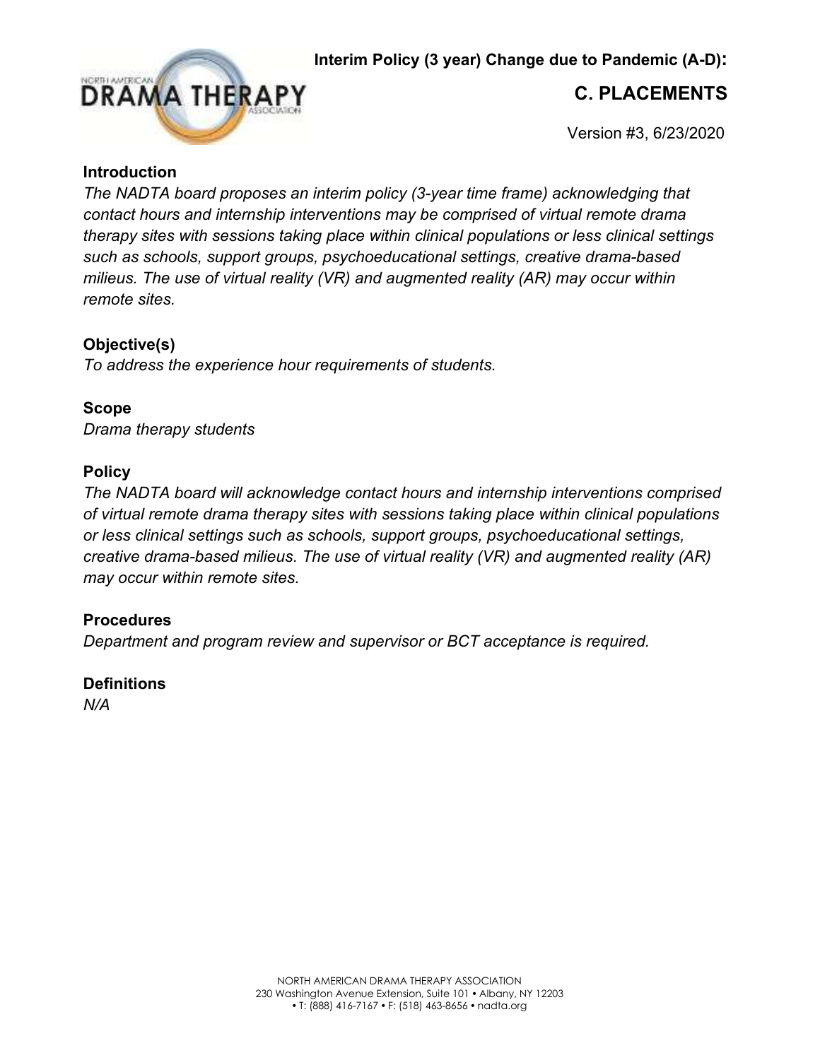**Interim Policy (3 year) Change due to Pandemic (A-D):**

## C. PLACEMENTS

Version #3, 6/23/2020

### Introduction

*The NADTA board proposes an interim policy (3-year time frame) acknowledging that contact hours and internship interventions may be comprised of virtual remote drama therapy sites with sessions taking place within clinical populations or less clinical settings such as schools, support groups, psychoeducational settings, creative drama-based milieus. The use of virtual reality (VR) and augmented reality (AR) may occur within remote sites.*

### Objective(s)

*To address the experience hour requirements of students.*

### Scope

*Drama therapy students*

### Policy

*The NADTA board will acknowledge contact hours and internship interventions comprised of virtual remote drama therapy sites with sessions taking place within clinical populations or less clinical settings such as schools, support groups, psychoeducational settings, creative drama-based milieus. The use of virtual reality (VR) and augmented reality (AR) may occur within remote sites.*

### Procedures

*Department and program review and supervisor or BCT acceptance is required.*

### Definitions

*N/A*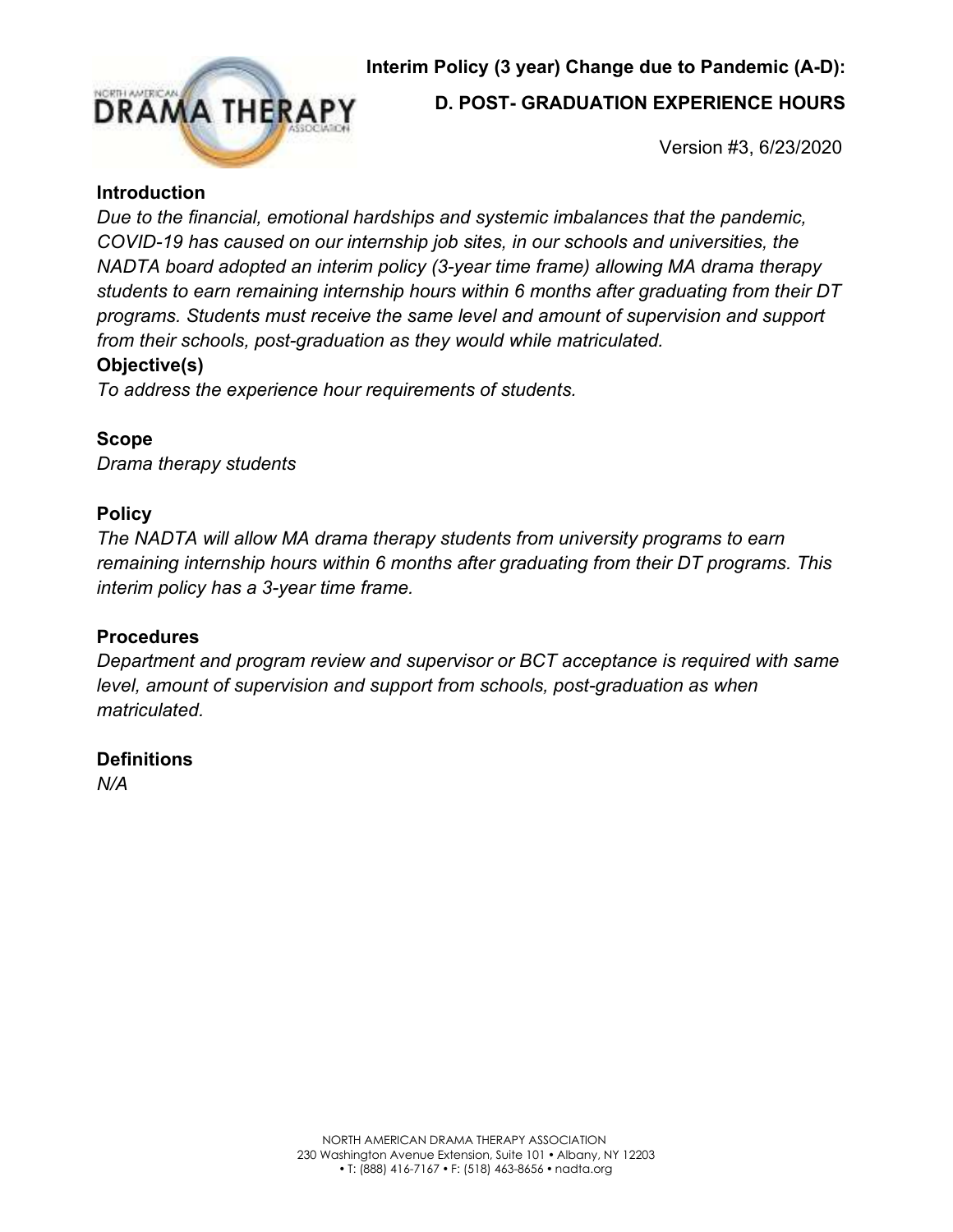**Interim Policy (3 year) Change due to Pandemic (A-D):**

**D. POST- GRADUATION EXPERIENCE HOURS**

Version #3, 6/23/2020

## Introduction

*Due to the financial, emotional hardships and systemic imbalances that the pandemic, COVID-19 has caused on our internship job sites, in our schools and universities, the NADTA board adopted an interim policy (3-year time frame) allowing MA drama therapy students to earn remaining internship hours within 6 months after graduating from their DT programs. Students must receive the same level and amount of supervision and support from their schools, post-graduation as they would while matriculated.*

## Objective(s)

*To address the experience hour requirements of students.*

## Scope

*Drama therapy students*

## Policy

*The NADTA will allow MA drama therapy students from university programs to earn remaining internship hours within 6 months after graduating from their DT programs. This interim policy has a 3-year time frame.*

## Procedures

*Department and program review and supervisor or BCT acceptance is required with same level, amount of supervision and support from schools, post-graduation as when matriculated.*

## Definitions

*N/A*

NORTH AMERICAN DRAMA THERAPY ASSOCIATION
230 Washington Avenue Extension, Suite 101 • Albany, NY 12203
• T: (888) 416-7167 • F: (518) 463-8656 • nadta.org